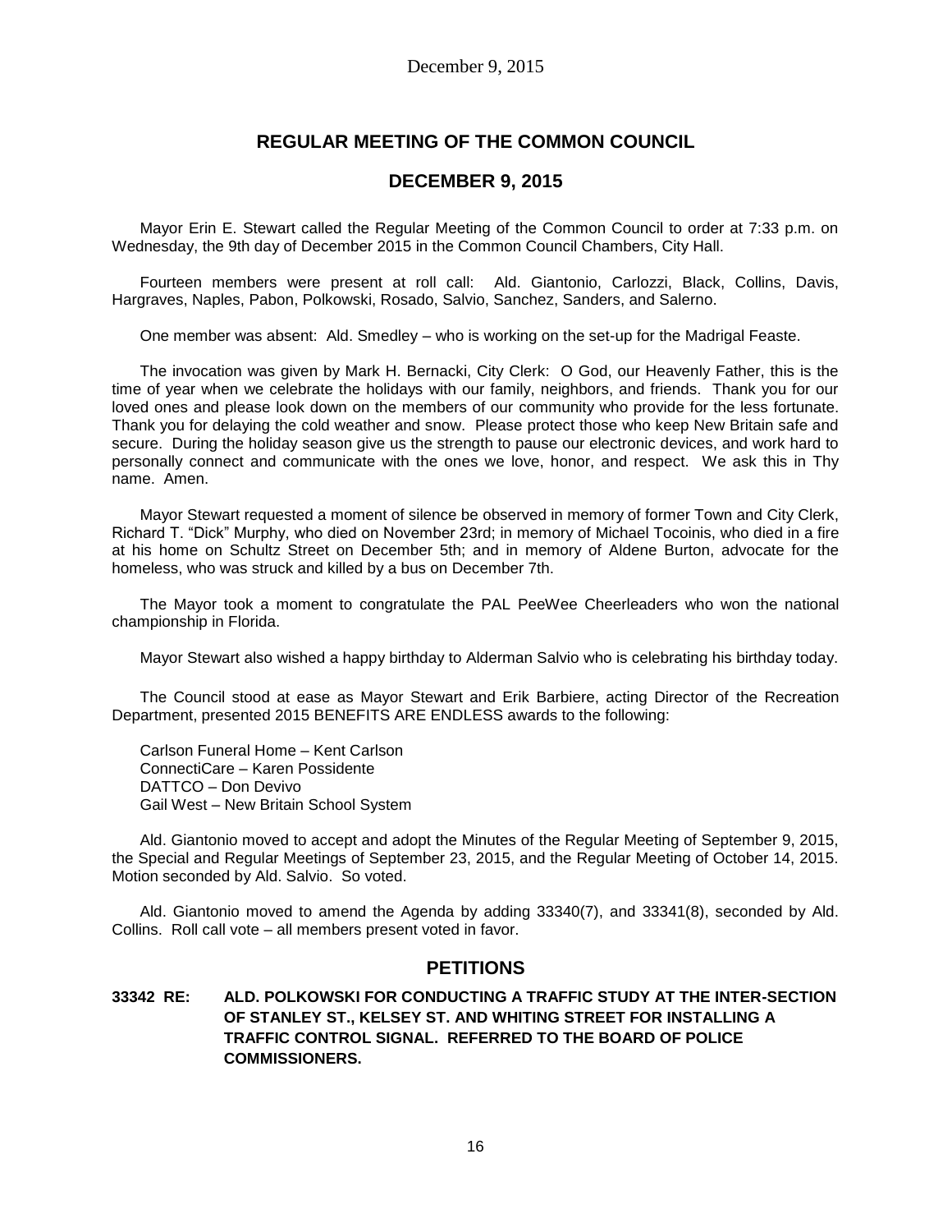# REGULAR MEETING OF THE COMMON COUNCIL

## DECEMBER 9, 2015

Mayor Erin E. Stewart called the Regular Meeting of the Common Council to order at 7:33 p.m. on Wednesday, the 9th day of December 2015 in the Common Council Chambers, City Hall.

Fourteen members were present at roll call: Ald. Giantonio, Carlozzi, Black, Collins, Davis, Hargraves, Naples, Pabon, Polkowski, Rosado, Salvio, Sanchez, Sanders, and Salerno.

One member was absent: Ald. Smedley – who is working on the set-up for the Madrigal Feaste.

The invocation was given by Mark H. Bernacki, City Clerk: O God, our Heavenly Father, this is the time of year when we celebrate the holidays with our family, neighbors, and friends. Thank you for our loved ones and please look down on the members of our community who provide for the less fortunate. Thank you for delaying the cold weather and snow. Please protect those who keep New Britain safe and secure. During the holiday season give us the strength to pause our electronic devices, and work hard to personally connect and communicate with the ones we love, honor, and respect. We ask this in Thy name. Amen.

Mayor Stewart requested a moment of silence be observed in memory of former Town and City Clerk, Richard T. "Dick" Murphy, who died on November 23rd; in memory of Michael Tocoinis, who died in a fire at his home on Schultz Street on December 5th; and in memory of Aldene Burton, advocate for the homeless, who was struck and killed by a bus on December 7th.

The Mayor took a moment to congratulate the PAL PeeWee Cheerleaders who won the national championship in Florida.

Mayor Stewart also wished a happy birthday to Alderman Salvio who is celebrating his birthday today.

The Council stood at ease as Mayor Stewart and Erik Barbiere, acting Director of the Recreation Department, presented 2015 BENEFITS ARE ENDLESS awards to the following:

Carlson Funeral Home – Kent Carlson
ConnectiCare – Karen Possidente
DATTCO – Don Devivo
Gail West – New Britain School System

Ald. Giantonio moved to accept and adopt the Minutes of the Regular Meeting of September 9, 2015, the Special and Regular Meetings of September 23, 2015, and the Regular Meeting of October 14, 2015. Motion seconded by Ald. Salvio. So voted.

Ald. Giantonio moved to amend the Agenda by adding 33340(7), and 33341(8), seconded by Ald. Collins. Roll call vote – all members present voted in favor.

## PETITIONS

**33342 RE: ALD. POLKOWSKI FOR CONDUCTING A TRAFFIC STUDY AT THE INTER-SECTION OF STANLEY ST., KELSEY ST. AND WHITING STREET FOR INSTALLING A TRAFFIC CONTROL SIGNAL. REFERRED TO THE BOARD OF POLICE COMMISSIONERS.**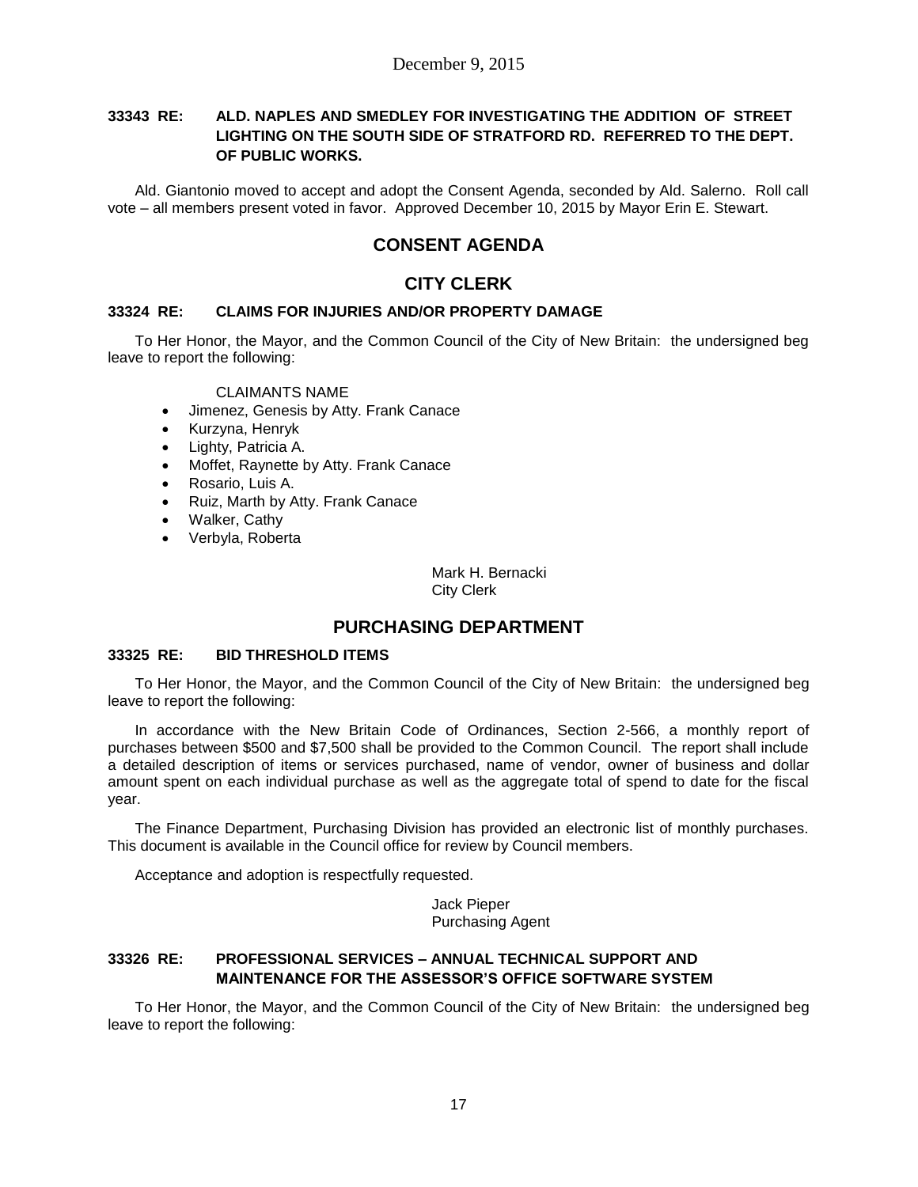**33343 RE: ALD. NAPLES AND SMEDLEY FOR INVESTIGATING THE ADDITION OF STREET LIGHTING ON THE SOUTH SIDE OF STRATFORD RD. REFERRED TO THE DEPT. OF PUBLIC WORKS.**

Ald. Giantonio moved to accept and adopt the Consent Agenda, seconded by Ald. Salerno. Roll call vote – all members present voted in favor. Approved December 10, 2015 by Mayor Erin E. Stewart.

## CONSENT AGENDA

## CITY CLERK

**33324 RE: CLAIMS FOR INJURIES AND/OR PROPERTY DAMAGE**

To Her Honor, the Mayor, and the Common Council of the City of New Britain: the undersigned beg leave to report the following:

CLAIMANTS NAME

- Jimenez, Genesis by Atty. Frank Canace
- Kurzyna, Henryk
- Lighty, Patricia A.
- Moffet, Raynette by Atty. Frank Canace
- Rosario, Luis A.
- Ruiz, Marth by Atty. Frank Canace
- Walker, Cathy
- Verbyla, Roberta

Mark H. Bernacki
City Clerk

## PURCHASING DEPARTMENT

**33325 RE: BID THRESHOLD ITEMS**

To Her Honor, the Mayor, and the Common Council of the City of New Britain: the undersigned beg leave to report the following:

In accordance with the New Britain Code of Ordinances, Section 2-566, a monthly report of purchases between $500 and $7,500 shall be provided to the Common Council. The report shall include a detailed description of items or services purchased, name of vendor, owner of business and dollar amount spent on each individual purchase as well as the aggregate total of spend to date for the fiscal year.

The Finance Department, Purchasing Division has provided an electronic list of monthly purchases. This document is available in the Council office for review by Council members.

Acceptance and adoption is respectfully requested.

Jack Pieper
Purchasing Agent

**33326 RE: PROFESSIONAL SERVICES – ANNUAL TECHNICAL SUPPORT AND MAINTENANCE FOR THE ASSESSOR'S OFFICE SOFTWARE SYSTEM**

To Her Honor, the Mayor, and the Common Council of the City of New Britain: the undersigned beg leave to report the following: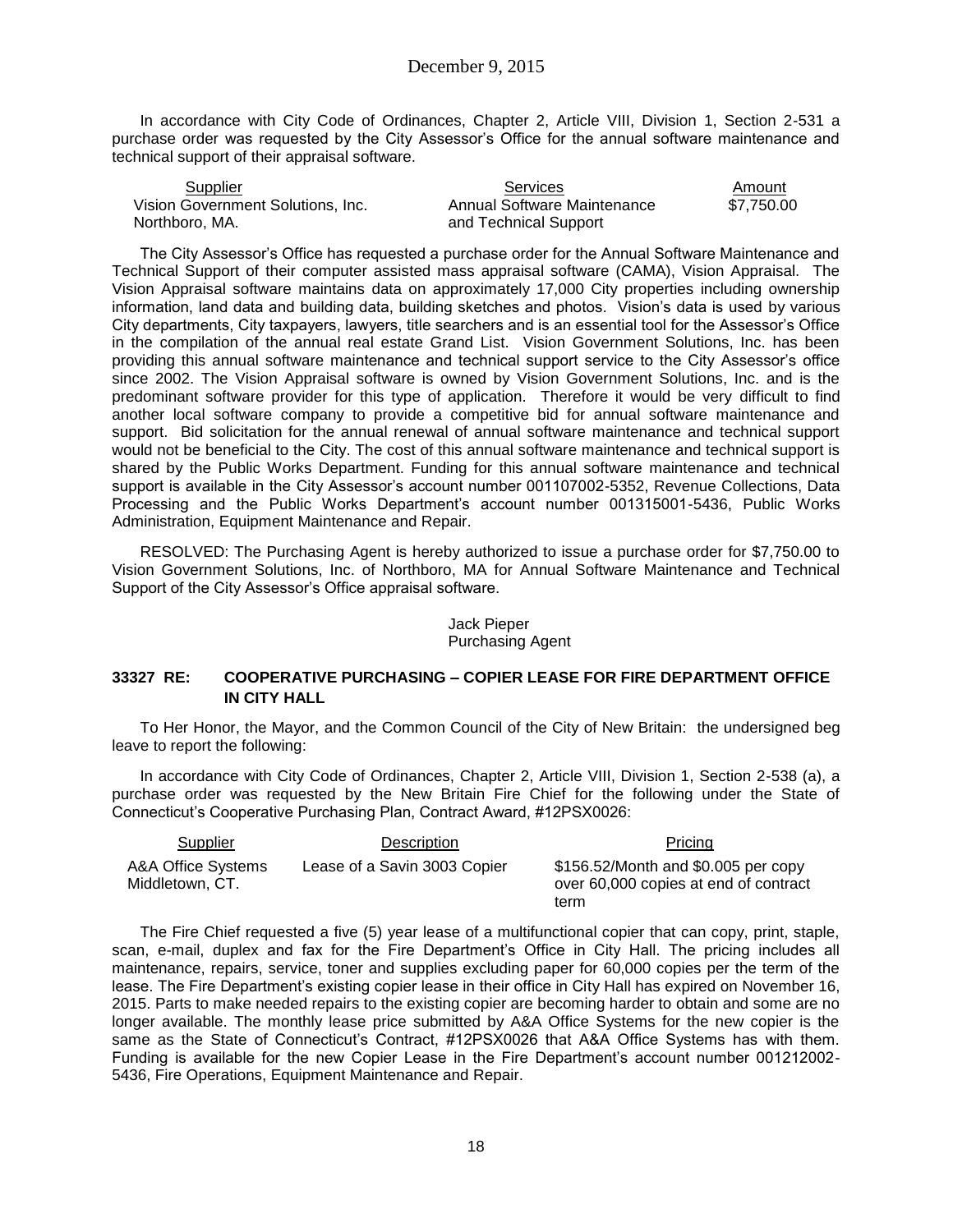In accordance with City Code of Ordinances, Chapter 2, Article VIII, Division 1, Section 2-531 a purchase order was requested by the City Assessor's Office for the annual software maintenance and technical support of their appraisal software.

| Supplier | Services | Amount |
|---|---|---|
| Vision Government Solutions, Inc. Northboro, MA. | Annual Software Maintenance and Technical Support | $7,750.00 |

The City Assessor's Office has requested a purchase order for the Annual Software Maintenance and Technical Support of their computer assisted mass appraisal software (CAMA), Vision Appraisal. The Vision Appraisal software maintains data on approximately 17,000 City properties including ownership information, land data and building data, building sketches and photos. Vision's data is used by various City departments, City taxpayers, lawyers, title searchers and is an essential tool for the Assessor's Office in the compilation of the annual real estate Grand List. Vision Government Solutions, Inc. has been providing this annual software maintenance and technical support service to the City Assessor's office since 2002. The Vision Appraisal software is owned by Vision Government Solutions, Inc. and is the predominant software provider for this type of application. Therefore it would be very difficult to find another local software company to provide a competitive bid for annual software maintenance and support. Bid solicitation for the annual renewal of annual software maintenance and technical support would not be beneficial to the City. The cost of this annual software maintenance and technical support is shared by the Public Works Department. Funding for this annual software maintenance and technical support is available in the City Assessor's account number 001107002-5352, Revenue Collections, Data Processing and the Public Works Department's account number 001315001-5436, Public Works Administration, Equipment Maintenance and Repair.

RESOLVED: The Purchasing Agent is hereby authorized to issue a purchase order for $7,750.00 to Vision Government Solutions, Inc. of Northboro, MA for Annual Software Maintenance and Technical Support of the City Assessor's Office appraisal software.

Jack Pieper
Purchasing Agent

### 33327 RE: COOPERATIVE PURCHASING – COPIER LEASE FOR FIRE DEPARTMENT OFFICE IN CITY HALL

To Her Honor, the Mayor, and the Common Council of the City of New Britain: the undersigned beg leave to report the following:

In accordance with City Code of Ordinances, Chapter 2, Article VIII, Division 1, Section 2-538 (a), a purchase order was requested by the New Britain Fire Chief for the following under the State of Connecticut's Cooperative Purchasing Plan, Contract Award, #12PSX0026:

| Supplier | Description | Pricing |
|---|---|---|
| A&A Office Systems Middletown, CT. | Lease of a Savin 3003 Copier | $156.52/Month and $0.005 per copy over 60,000 copies at end of contract term |

The Fire Chief requested a five (5) year lease of a multifunctional copier that can copy, print, staple, scan, e-mail, duplex and fax for the Fire Department's Office in City Hall. The pricing includes all maintenance, repairs, service, toner and supplies excluding paper for 60,000 copies per the term of the lease. The Fire Department's existing copier lease in their office in City Hall has expired on November 16, 2015. Parts to make needed repairs to the existing copier are becoming harder to obtain and some are no longer available. The monthly lease price submitted by A&A Office Systems for the new copier is the same as the State of Connecticut's Contract, #12PSX0026 that A&A Office Systems has with them. Funding is available for the new Copier Lease in the Fire Department's account number 001212002-5436, Fire Operations, Equipment Maintenance and Repair.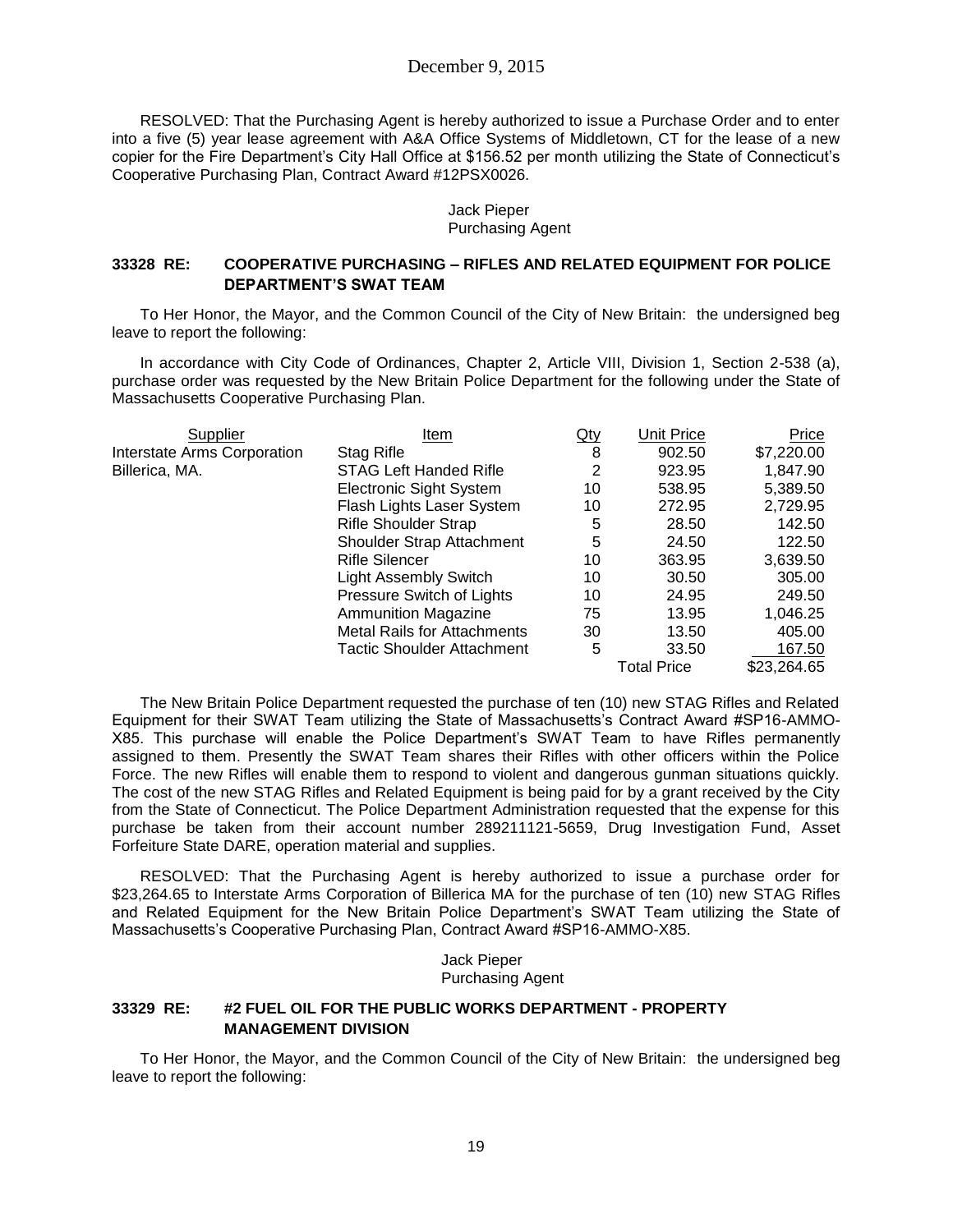RESOLVED: That the Purchasing Agent is hereby authorized to issue a Purchase Order and to enter into a five (5) year lease agreement with A&A Office Systems of Middletown, CT for the lease of a new copier for the Fire Department's City Hall Office at $156.52 per month utilizing the State of Connecticut's Cooperative Purchasing Plan, Contract Award #12PSX0026.

Jack Pieper
Purchasing Agent

### 33328 RE: COOPERATIVE PURCHASING – RIFLES AND RELATED EQUIPMENT FOR POLICE DEPARTMENT'S SWAT TEAM

To Her Honor, the Mayor, and the Common Council of the City of New Britain: the undersigned beg leave to report the following:

In accordance with City Code of Ordinances, Chapter 2, Article VIII, Division 1, Section 2-538 (a), purchase order was requested by the New Britain Police Department for the following under the State of Massachusetts Cooperative Purchasing Plan.

| Supplier | Item | Qty | Unit Price | Price |
|---|---|---|---|---|
| Interstate Arms Corporation | Stag Rifle | 8 | 902.50 | $7,220.00 |
| Billerica, MA. | STAG Left Handed Rifle | 2 | 923.95 | 1,847.90 |
| | Electronic Sight System | 10 | 538.95 | 5,389.50 |
| | Flash Lights Laser System | 10 | 272.95 | 2,729.95 |
| | Rifle Shoulder Strap | 5 | 28.50 | 142.50 |
| | Shoulder Strap Attachment | 5 | 24.50 | 122.50 |
| | Rifle Silencer | 10 | 363.95 | 3,639.50 |
| | Light Assembly Switch | 10 | 30.50 | 305.00 |
| | Pressure Switch of Lights | 10 | 24.95 | 249.50 |
| | Ammunition Magazine | 75 | 13.95 | 1,046.25 |
| | Metal Rails for Attachments | 30 | 13.50 | 405.00 |
| | Tactic Shoulder Attachment | 5 | 33.50 | 167.50 |
| | | | Total Price | $23,264.65 |

The New Britain Police Department requested the purchase of ten (10) new STAG Rifles and Related Equipment for their SWAT Team utilizing the State of Massachusetts's Contract Award #SP16-AMMO-X85. This purchase will enable the Police Department's SWAT Team to have Rifles permanently assigned to them. Presently the SWAT Team shares their Rifles with other officers within the Police Force. The new Rifles will enable them to respond to violent and dangerous gunman situations quickly. The cost of the new STAG Rifles and Related Equipment is being paid for by a grant received by the City from the State of Connecticut. The Police Department Administration requested that the expense for this purchase be taken from their account number 289211121-5659, Drug Investigation Fund, Asset Forfeiture State DARE, operation material and supplies.

RESOLVED: That the Purchasing Agent is hereby authorized to issue a purchase order for $23,264.65 to Interstate Arms Corporation of Billerica MA for the purchase of ten (10) new STAG Rifles and Related Equipment for the New Britain Police Department's SWAT Team utilizing the State of Massachusetts's Cooperative Purchasing Plan, Contract Award #SP16-AMMO-X85.

Jack Pieper
Purchasing Agent

### 33329 RE: #2 FUEL OIL FOR THE PUBLIC WORKS DEPARTMENT - PROPERTY MANAGEMENT DIVISION

To Her Honor, the Mayor, and the Common Council of the City of New Britain: the undersigned beg leave to report the following: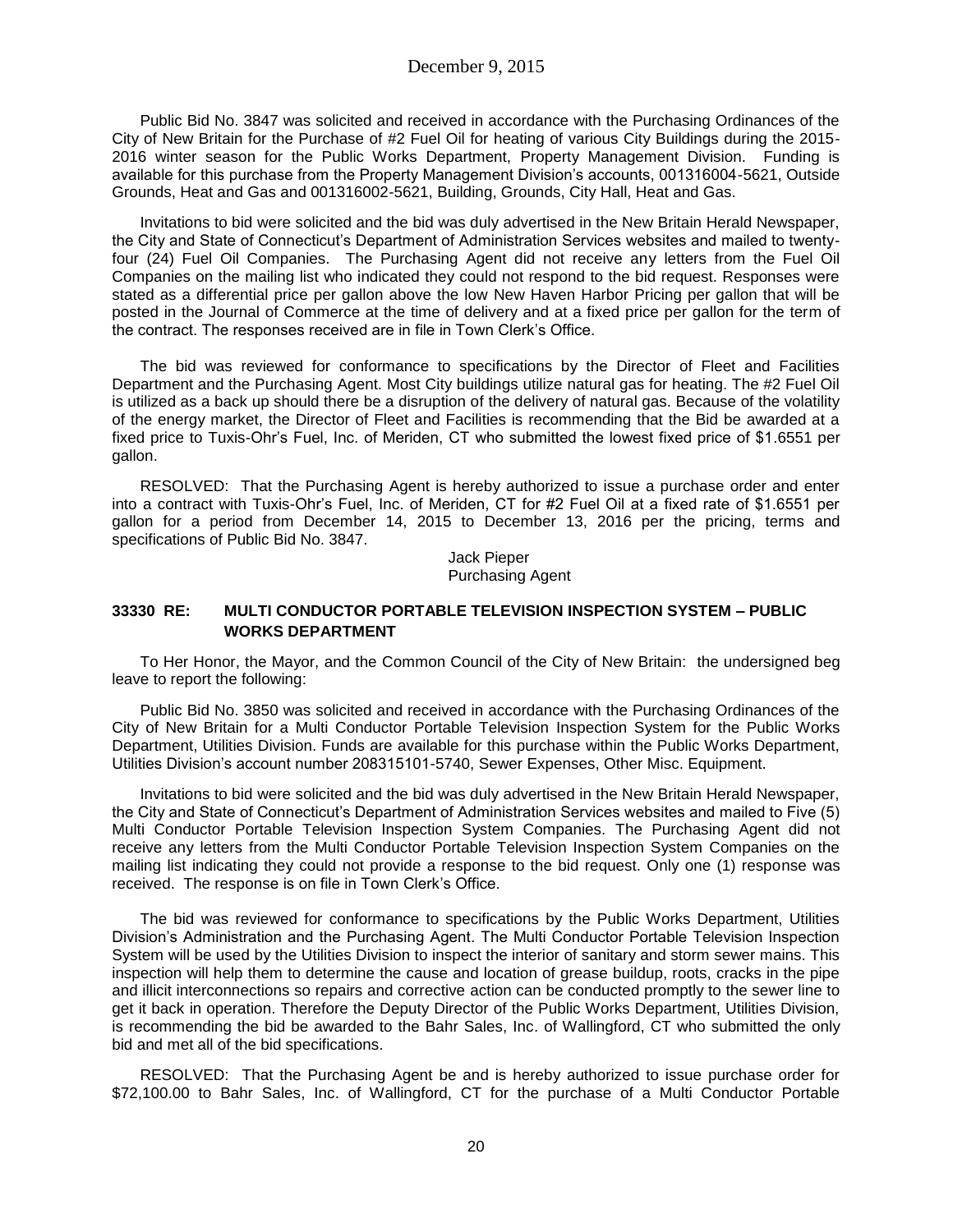Public Bid No. 3847 was solicited and received in accordance with the Purchasing Ordinances of the City of New Britain for the Purchase of #2 Fuel Oil for heating of various City Buildings during the 2015-2016 winter season for the Public Works Department, Property Management Division. Funding is available for this purchase from the Property Management Division's accounts, 001316004-5621, Outside Grounds, Heat and Gas and 001316002-5621, Building, Grounds, City Hall, Heat and Gas.

Invitations to bid were solicited and the bid was duly advertised in the New Britain Herald Newspaper, the City and State of Connecticut's Department of Administration Services websites and mailed to twenty-four (24) Fuel Oil Companies. The Purchasing Agent did not receive any letters from the Fuel Oil Companies on the mailing list who indicated they could not respond to the bid request. Responses were stated as a differential price per gallon above the low New Haven Harbor Pricing per gallon that will be posted in the Journal of Commerce at the time of delivery and at a fixed price per gallon for the term of the contract. The responses received are in file in Town Clerk's Office.

The bid was reviewed for conformance to specifications by the Director of Fleet and Facilities Department and the Purchasing Agent. Most City buildings utilize natural gas for heating. The #2 Fuel Oil is utilized as a back up should there be a disruption of the delivery of natural gas. Because of the volatility of the energy market, the Director of Fleet and Facilities is recommending that the Bid be awarded at a fixed price to Tuxis-Ohr's Fuel, Inc. of Meriden, CT who submitted the lowest fixed price of $1.6551 per gallon.

RESOLVED: That the Purchasing Agent is hereby authorized to issue a purchase order and enter into a contract with Tuxis-Ohr's Fuel, Inc. of Meriden, CT for #2 Fuel Oil at a fixed rate of $1.6551 per gallon for a period from December 14, 2015 to December 13, 2016 per the pricing, terms and specifications of Public Bid No. 3847.

Jack Pieper
Purchasing Agent

### 33330 RE: MULTI CONDUCTOR PORTABLE TELEVISION INSPECTION SYSTEM – PUBLIC WORKS DEPARTMENT

To Her Honor, the Mayor, and the Common Council of the City of New Britain: the undersigned beg leave to report the following:

Public Bid No. 3850 was solicited and received in accordance with the Purchasing Ordinances of the City of New Britain for a Multi Conductor Portable Television Inspection System for the Public Works Department, Utilities Division. Funds are available for this purchase within the Public Works Department, Utilities Division's account number 208315101-5740, Sewer Expenses, Other Misc. Equipment.

Invitations to bid were solicited and the bid was duly advertised in the New Britain Herald Newspaper, the City and State of Connecticut's Department of Administration Services websites and mailed to Five (5) Multi Conductor Portable Television Inspection System Companies. The Purchasing Agent did not receive any letters from the Multi Conductor Portable Television Inspection System Companies on the mailing list indicating they could not provide a response to the bid request. Only one (1) response was received. The response is on file in Town Clerk's Office.

The bid was reviewed for conformance to specifications by the Public Works Department, Utilities Division's Administration and the Purchasing Agent. The Multi Conductor Portable Television Inspection System will be used by the Utilities Division to inspect the interior of sanitary and storm sewer mains. This inspection will help them to determine the cause and location of grease buildup, roots, cracks in the pipe and illicit interconnections so repairs and corrective action can be conducted promptly to the sewer line to get it back in operation. Therefore the Deputy Director of the Public Works Department, Utilities Division, is recommending the bid be awarded to the Bahr Sales, Inc. of Wallingford, CT who submitted the only bid and met all of the bid specifications.

RESOLVED: That the Purchasing Agent be and is hereby authorized to issue purchase order for $72,100.00 to Bahr Sales, Inc. of Wallingford, CT for the purchase of a Multi Conductor Portable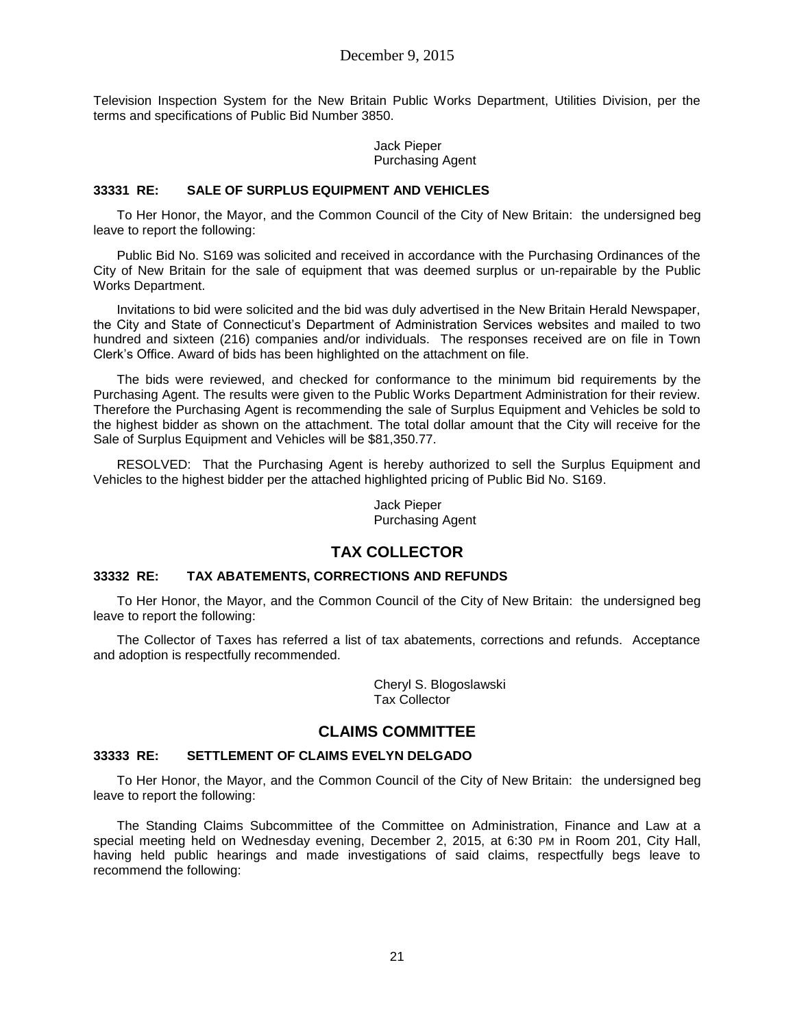Television Inspection System for the New Britain Public Works Department, Utilities Division, per the terms and specifications of Public Bid Number 3850.

Jack Pieper
Purchasing Agent

**33331 RE: SALE OF SURPLUS EQUIPMENT AND VEHICLES**

To Her Honor, the Mayor, and the Common Council of the City of New Britain: the undersigned beg leave to report the following:

Public Bid No. S169 was solicited and received in accordance with the Purchasing Ordinances of the City of New Britain for the sale of equipment that was deemed surplus or un-repairable by the Public Works Department.

Invitations to bid were solicited and the bid was duly advertised in the New Britain Herald Newspaper, the City and State of Connecticut's Department of Administration Services websites and mailed to two hundred and sixteen (216) companies and/or individuals. The responses received are on file in Town Clerk's Office. Award of bids has been highlighted on the attachment on file.

The bids were reviewed, and checked for conformance to the minimum bid requirements by the Purchasing Agent. The results were given to the Public Works Department Administration for their review. Therefore the Purchasing Agent is recommending the sale of Surplus Equipment and Vehicles be sold to the highest bidder as shown on the attachment. The total dollar amount that the City will receive for the Sale of Surplus Equipment and Vehicles will be $81,350.77.

RESOLVED: That the Purchasing Agent is hereby authorized to sell the Surplus Equipment and Vehicles to the highest bidder per the attached highlighted pricing of Public Bid No. S169.

Jack Pieper
Purchasing Agent

## TAX COLLECTOR

**33332 RE: TAX ABATEMENTS, CORRECTIONS AND REFUNDS**

To Her Honor, the Mayor, and the Common Council of the City of New Britain: the undersigned beg leave to report the following:

The Collector of Taxes has referred a list of tax abatements, corrections and refunds. Acceptance and adoption is respectfully recommended.

Cheryl S. Blogoslawski
Tax Collector

## CLAIMS COMMITTEE

**33333 RE: SETTLEMENT OF CLAIMS EVELYN DELGADO**

To Her Honor, the Mayor, and the Common Council of the City of New Britain: the undersigned beg leave to report the following:

The Standing Claims Subcommittee of the Committee on Administration, Finance and Law at a special meeting held on Wednesday evening, December 2, 2015, at 6:30 PM in Room 201, City Hall, having held public hearings and made investigations of said claims, respectfully begs leave to recommend the following: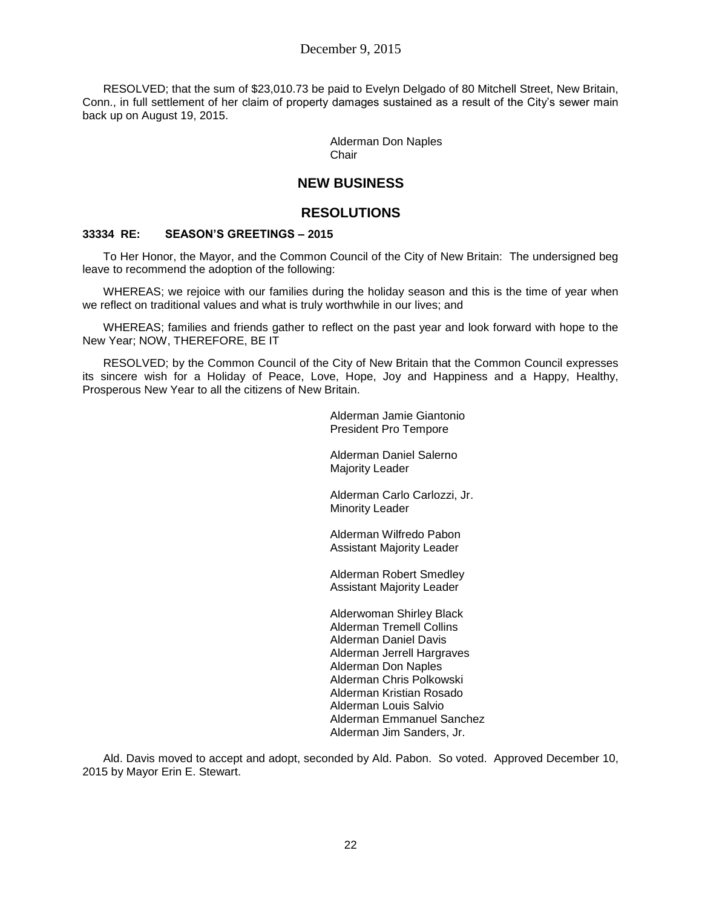RESOLVED; that the sum of $23,010.73 be paid to Evelyn Delgado of 80 Mitchell Street, New Britain, Conn., in full settlement of her claim of property damages sustained as a result of the City's sewer main back up on August 19, 2015.

Alderman Don Naples
Chair

## NEW BUSINESS

## RESOLUTIONS

### 33334 RE: SEASON'S GREETINGS – 2015

To Her Honor, the Mayor, and the Common Council of the City of New Britain: The undersigned beg leave to recommend the adoption of the following:

WHEREAS; we rejoice with our families during the holiday season and this is the time of year when we reflect on traditional values and what is truly worthwhile in our lives; and

WHEREAS; families and friends gather to reflect on the past year and look forward with hope to the New Year; NOW, THEREFORE, BE IT

RESOLVED; by the Common Council of the City of New Britain that the Common Council expresses its sincere wish for a Holiday of Peace, Love, Hope, Joy and Happiness and a Happy, Healthy, Prosperous New Year to all the citizens of New Britain.

Alderman Jamie Giantonio
President Pro Tempore

Alderman Daniel Salerno
Majority Leader

Alderman Carlo Carlozzi, Jr.
Minority Leader

Alderman Wilfredo Pabon
Assistant Majority Leader

Alderman Robert Smedley
Assistant Majority Leader

Alderwoman Shirley Black
Alderman Tremell Collins
Alderman Daniel Davis
Alderman Jerrell Hargraves
Alderman Don Naples
Alderman Chris Polkowski
Alderman Kristian Rosado
Alderman Louis Salvio
Alderman Emmanuel Sanchez
Alderman Jim Sanders, Jr.

Ald. Davis moved to accept and adopt, seconded by Ald. Pabon. So voted. Approved December 10, 2015 by Mayor Erin E. Stewart.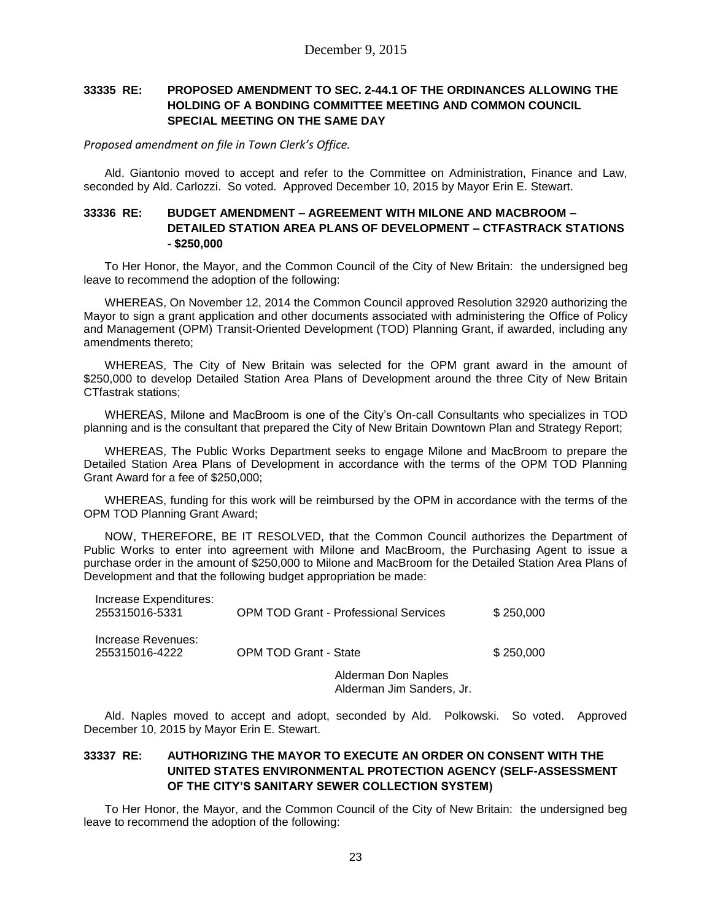### 33335 RE: PROPOSED AMENDMENT TO SEC. 2-44.1 OF THE ORDINANCES ALLOWING THE HOLDING OF A BONDING COMMITTEE MEETING AND COMMON COUNCIL SPECIAL MEETING ON THE SAME DAY

*Proposed amendment on file in Town Clerk's Office.*

Ald. Giantonio moved to accept and refer to the Committee on Administration, Finance and Law, seconded by Ald. Carlozzi. So voted. Approved December 10, 2015 by Mayor Erin E. Stewart.

### 33336 RE: BUDGET AMENDMENT – AGREEMENT WITH MILONE AND MACBROOM – DETAILED STATION AREA PLANS OF DEVELOPMENT – CTFASTRACK STATIONS - $250,000

To Her Honor, the Mayor, and the Common Council of the City of New Britain: the undersigned beg leave to recommend the adoption of the following:

WHEREAS, On November 12, 2014 the Common Council approved Resolution 32920 authorizing the Mayor to sign a grant application and other documents associated with administering the Office of Policy and Management (OPM) Transit-Oriented Development (TOD) Planning Grant, if awarded, including any amendments thereto;

WHEREAS, The City of New Britain was selected for the OPM grant award in the amount of $250,000 to develop Detailed Station Area Plans of Development around the three City of New Britain CTfastrak stations;

WHEREAS, Milone and MacBroom is one of the City's On-call Consultants who specializes in TOD planning and is the consultant that prepared the City of New Britain Downtown Plan and Strategy Report;

WHEREAS, The Public Works Department seeks to engage Milone and MacBroom to prepare the Detailed Station Area Plans of Development in accordance with the terms of the OPM TOD Planning Grant Award for a fee of $250,000;

WHEREAS, funding for this work will be reimbursed by the OPM in accordance with the terms of the OPM TOD Planning Grant Award;

NOW, THEREFORE, BE IT RESOLVED, that the Common Council authorizes the Department of Public Works to enter into agreement with Milone and MacBroom, the Purchasing Agent to issue a purchase order in the amount of $250,000 to Milone and MacBroom for the Detailed Station Area Plans of Development and that the following budget appropriation be made:

| | | |
|---|---|---|
| Increase Expenditures: | | |
| 255315016-5331 | OPM TOD Grant - Professional Services | $ 250,000 |
| Increase Revenues: | | |
| 255315016-4222 | OPM TOD Grant - State | $ 250,000 |

Alderman Don Naples
Alderman Jim Sanders, Jr.

Ald. Naples moved to accept and adopt, seconded by Ald. Polkowski. So voted. Approved December 10, 2015 by Mayor Erin E. Stewart.

### 33337 RE: AUTHORIZING THE MAYOR TO EXECUTE AN ORDER ON CONSENT WITH THE UNITED STATES ENVIRONMENTAL PROTECTION AGENCY (SELF-ASSESSMENT OF THE CITY'S SANITARY SEWER COLLECTION SYSTEM)

To Her Honor, the Mayor, and the Common Council of the City of New Britain: the undersigned beg leave to recommend the adoption of the following: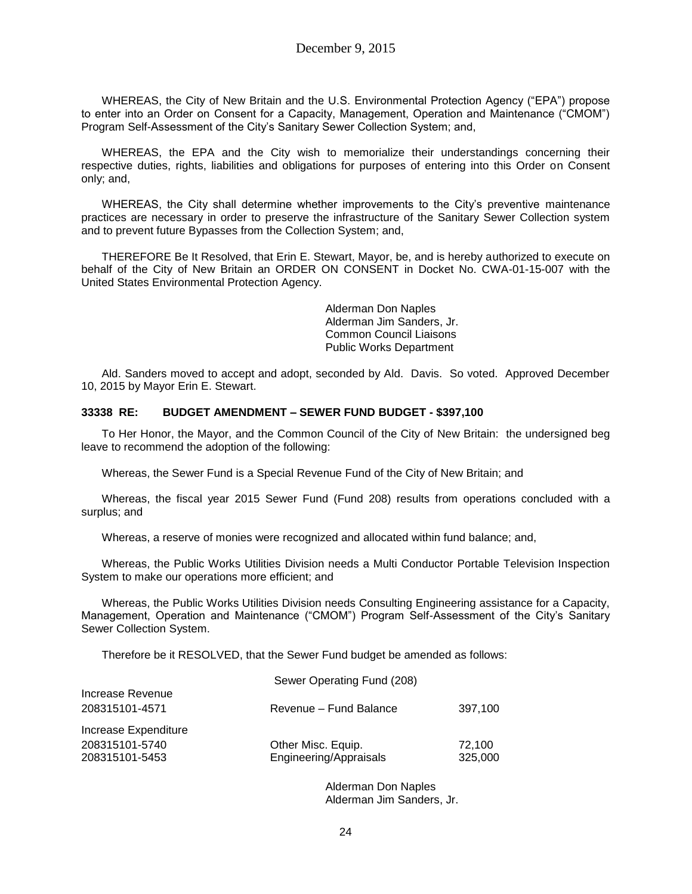WHEREAS, the City of New Britain and the U.S. Environmental Protection Agency ("EPA") propose to enter into an Order on Consent for a Capacity, Management, Operation and Maintenance ("CMOM") Program Self-Assessment of the City's Sanitary Sewer Collection System; and,

WHEREAS, the EPA and the City wish to memorialize their understandings concerning their respective duties, rights, liabilities and obligations for purposes of entering into this Order on Consent only; and,

WHEREAS, the City shall determine whether improvements to the City's preventive maintenance practices are necessary in order to preserve the infrastructure of the Sanitary Sewer Collection system and to prevent future Bypasses from the Collection System; and,

THEREFORE Be It Resolved, that Erin E. Stewart, Mayor, be, and is hereby authorized to execute on behalf of the City of New Britain an ORDER ON CONSENT in Docket No. CWA-01-15-007 with the United States Environmental Protection Agency.

Alderman Don Naples
Alderman Jim Sanders, Jr.
Common Council Liaisons
Public Works Department

Ald. Sanders moved to accept and adopt, seconded by Ald. Davis. So voted. Approved December 10, 2015 by Mayor Erin E. Stewart.

**33338 RE: BUDGET AMENDMENT – SEWER FUND BUDGET - $397,100**

To Her Honor, the Mayor, and the Common Council of the City of New Britain: the undersigned beg leave to recommend the adoption of the following:

Whereas, the Sewer Fund is a Special Revenue Fund of the City of New Britain; and

Whereas, the fiscal year 2015 Sewer Fund (Fund 208) results from operations concluded with a surplus; and

Whereas, a reserve of monies were recognized and allocated within fund balance; and,

Whereas, the Public Works Utilities Division needs a Multi Conductor Portable Television Inspection System to make our operations more efficient; and

Whereas, the Public Works Utilities Division needs Consulting Engineering assistance for a Capacity, Management, Operation and Maintenance ("CMOM") Program Self-Assessment of the City's Sanitary Sewer Collection System.

Therefore be it RESOLVED, that the Sewer Fund budget be amended as follows:

| | Sewer Operating Fund (208) | |
|---|---|---|
| Increase Revenue | | |
| 208315101-4571 | Revenue – Fund Balance | 397,100 |
| Increase Expenditure | | |
| 208315101-5740 | Other Misc. Equip. | 72,100 |
| 208315101-5453 | Engineering/Appraisals | 325,000 |

Alderman Don Naples
Alderman Jim Sanders, Jr.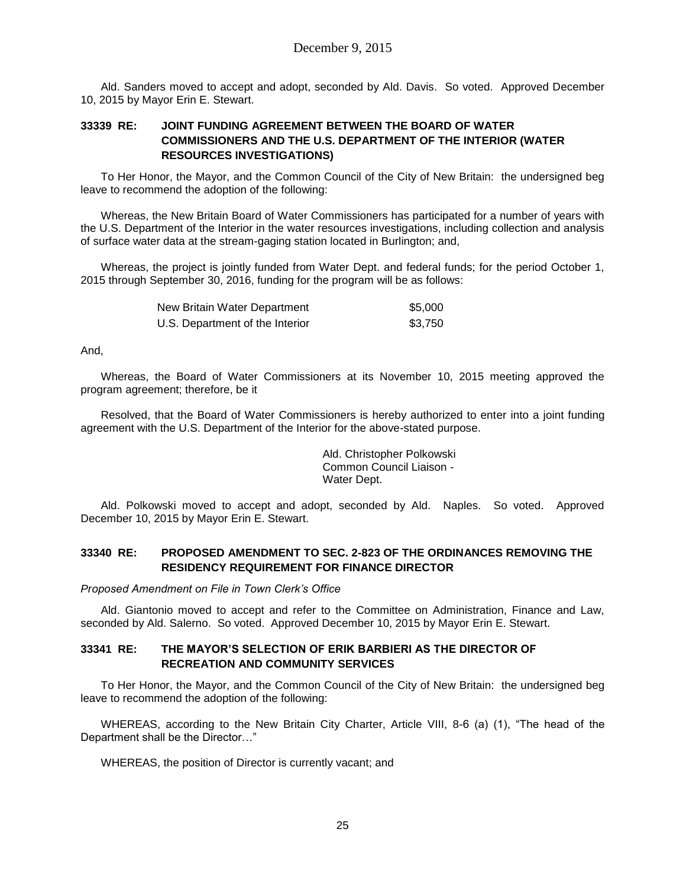Ald. Sanders moved to accept and adopt, seconded by Ald. Davis. So voted. Approved December 10, 2015 by Mayor Erin E. Stewart.

### 33339 RE: JOINT FUNDING AGREEMENT BETWEEN THE BOARD OF WATER COMMISSIONERS AND THE U.S. DEPARTMENT OF THE INTERIOR (WATER RESOURCES INVESTIGATIONS)

To Her Honor, the Mayor, and the Common Council of the City of New Britain: the undersigned beg leave to recommend the adoption of the following:

Whereas, the New Britain Board of Water Commissioners has participated for a number of years with the U.S. Department of the Interior in the water resources investigations, including collection and analysis of surface water data at the stream-gaging station located in Burlington; and,

Whereas, the project is jointly funded from Water Dept. and federal funds; for the period October 1, 2015 through September 30, 2016, funding for the program will be as follows:

| | |
|---|---|
| New Britain Water Department | $5,000 |
| U.S. Department of the Interior | $3,750 |

And,

Whereas, the Board of Water Commissioners at its November 10, 2015 meeting approved the program agreement; therefore, be it

Resolved, that the Board of Water Commissioners is hereby authorized to enter into a joint funding agreement with the U.S. Department of the Interior for the above-stated purpose.

Ald. Christopher Polkowski
Common Council Liaison -
Water Dept.

Ald. Polkowski moved to accept and adopt, seconded by Ald. Naples. So voted. Approved December 10, 2015 by Mayor Erin E. Stewart.

### 33340 RE: PROPOSED AMENDMENT TO SEC. 2-823 OF THE ORDINANCES REMOVING THE RESIDENCY REQUIREMENT FOR FINANCE DIRECTOR

*Proposed Amendment on File in Town Clerk's Office*

Ald. Giantonio moved to accept and refer to the Committee on Administration, Finance and Law, seconded by Ald. Salerno. So voted. Approved December 10, 2015 by Mayor Erin E. Stewart.

### 33341 RE: THE MAYOR'S SELECTION OF ERIK BARBIERI AS THE DIRECTOR OF RECREATION AND COMMUNITY SERVICES

To Her Honor, the Mayor, and the Common Council of the City of New Britain: the undersigned beg leave to recommend the adoption of the following:

WHEREAS, according to the New Britain City Charter, Article VIII, 8-6 (a) (1), "The head of the Department shall be the Director…"

WHEREAS, the position of Director is currently vacant; and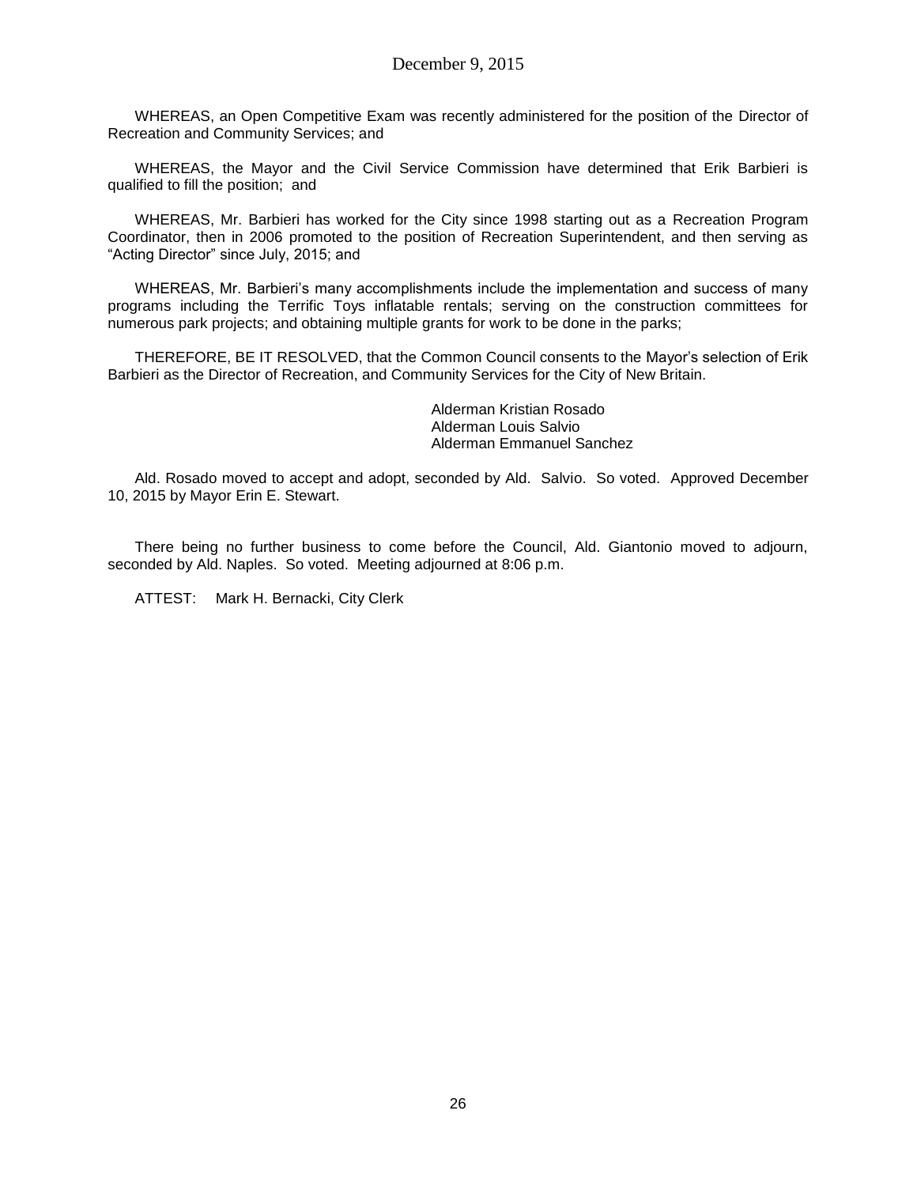WHEREAS, an Open Competitive Exam was recently administered for the position of the Director of Recreation and Community Services; and

WHEREAS, the Mayor and the Civil Service Commission have determined that Erik Barbieri is qualified to fill the position; and

WHEREAS, Mr. Barbieri has worked for the City since 1998 starting out as a Recreation Program Coordinator, then in 2006 promoted to the position of Recreation Superintendent, and then serving as "Acting Director" since July, 2015; and

WHEREAS, Mr. Barbieri's many accomplishments include the implementation and success of many programs including the Terrific Toys inflatable rentals; serving on the construction committees for numerous park projects; and obtaining multiple grants for work to be done in the parks;

THEREFORE, BE IT RESOLVED, that the Common Council consents to the Mayor's selection of Erik Barbieri as the Director of Recreation, and Community Services for the City of New Britain.

Alderman Kristian Rosado
Alderman Louis Salvio
Alderman Emmanuel Sanchez

Ald. Rosado moved to accept and adopt, seconded by Ald. Salvio. So voted. Approved December 10, 2015 by Mayor Erin E. Stewart.

There being no further business to come before the Council, Ald. Giantonio moved to adjourn, seconded by Ald. Naples. So voted. Meeting adjourned at 8:06 p.m.

ATTEST: Mark H. Bernacki, City Clerk